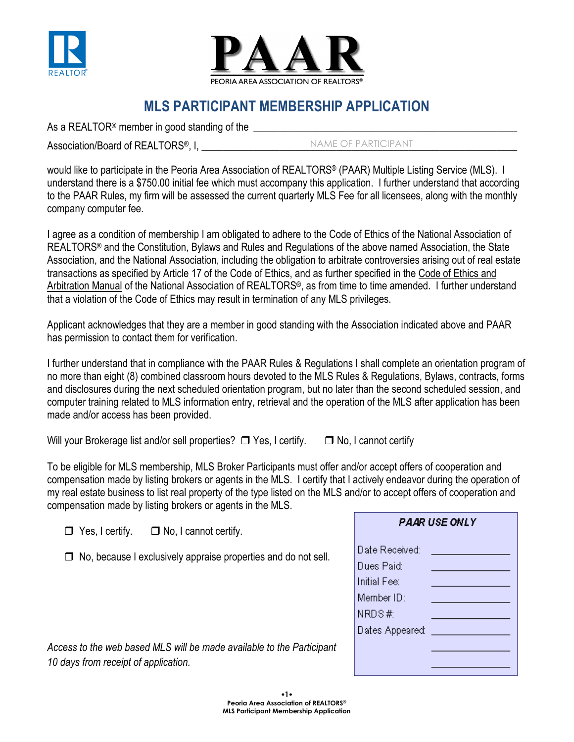PAAR

PEORIA AREA ASSOCIATION OF REALTORS®

# MLS PARTICIPANT MEMBERSHIP APPLICATION

As a REALTOR® member in good standing of the ______________________________________________

Association/Board of REALTORS®, I, ____________________ NAME OF PARTICIPANT ____________________

would like to participate in the Peoria Area Association of REALTORS® (PAAR) Multiple Listing Service (MLS). I understand there is a $750.00 initial fee which must accompany this application. I further understand that according to the PAAR Rules, my firm will be assessed the current quarterly MLS Fee for all licensees, along with the monthly company computer fee.

I agree as a condition of membership I am obligated to adhere to the Code of Ethics of the National Association of REALTORS® and the Constitution, Bylaws and Rules and Regulations of the above named Association, the State Association, and the National Association, including the obligation to arbitrate controversies arising out of real estate transactions as specified by Article 17 of the Code of Ethics, and as further specified in the Code of Ethics and Arbitration Manual of the National Association of REALTORS®, as from time to time amended. I further understand that a violation of the Code of Ethics may result in termination of any MLS privileges.

Applicant acknowledges that they are a member in good standing with the Association indicated above and PAAR has permission to contact them for verification.

I further understand that in compliance with the PAAR Rules & Regulations I shall complete an orientation program of no more than eight (8) combined classroom hours devoted to the MLS Rules & Regulations, Bylaws, contracts, forms and disclosures during the next scheduled orientation program, but no later than the second scheduled session, and computer training related to MLS information entry, retrieval and the operation of the MLS after application has been made and/or access has been provided.

Will your Brokerage list and/or sell properties? ❒ Yes, I certify. ❒ No, I cannot certify

To be eligible for MLS membership, MLS Broker Participants must offer and/or accept offers of cooperation and compensation made by listing brokers or agents in the MLS. I certify that I actively endeavor during the operation of my real estate business to list real property of the type listed on the MLS and/or to accept offers of cooperation and compensation made by listing brokers or agents in the MLS.

❒ Yes, I certify. ❒ No, I cannot certify.

❒ No, because I exclusively appraise properties and do not sell.

*Access to the web based MLS will be made available to the Participant 10 days from receipt of application.*

| ***PAAR USE ONLY*** | |
|---|---|
| Date Received: | ______________ |
| Dues Paid: | ______________ |
| Initial Fee: | ______________ |
| Member ID: | ______________ |
| NRDS #: | ______________ |
| Dates Appeared: | ______________ |
| | ______________ |
| | ______________ |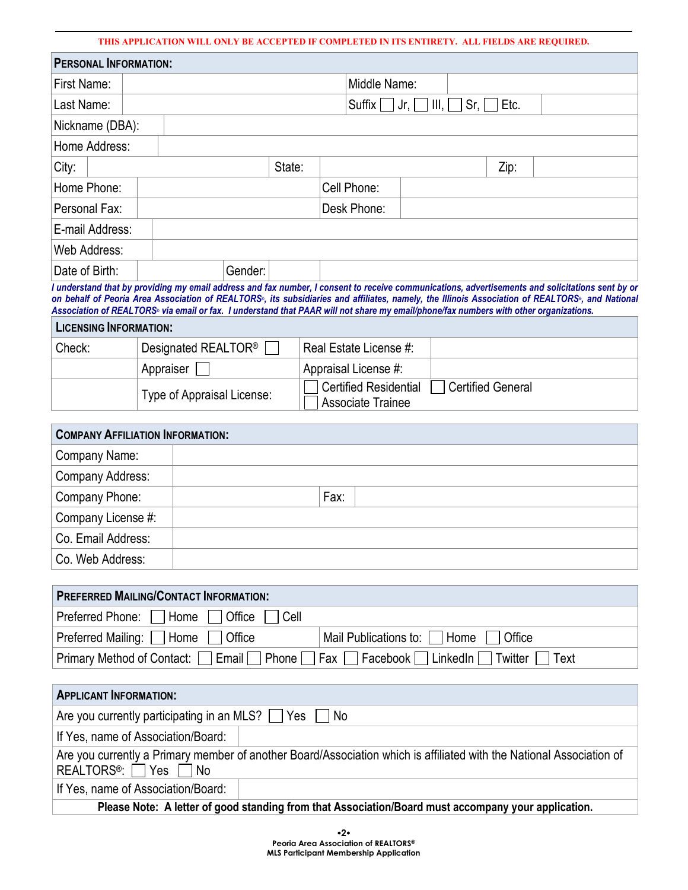**THIS APPLICATION WILL ONLY BE ACCEPTED IF COMPLETED IN ITS ENTIRETY. ALL FIELDS ARE REQUIRED.**

| PERSONAL INFORMATION: | | | | | |
|---|---|---|---|---|---|
| First Name: | | Middle Name: | | | |
| Last Name: | | Suffix ☐ Jr, ☐ III, ☐ Sr, ☐ Etc. | | | |
| Nickname (DBA): | | | | | |
| Home Address: | | | | | |
| City: | | State: | | Zip: | |
| Home Phone: | | Cell Phone: | | | |
| Personal Fax: | | Desk Phone: | | | |
| E-mail Address: | | | | | |
| Web Address: | | | | | |
| Date of Birth: | | Gender: | | | |

***I understand that by providing my email address and fax number, I consent to receive communications, advertisements and solicitations sent by or on behalf of Peoria Area Association of REALTORS®, its subsidiaries and affiliates, namely, the Illinois Association of REALTORS®, and National Association of REALTORS® via email or fax. I understand that PAAR will not share my email/phone/fax numbers with other organizations.***

| LICENSING INFORMATION: | | | |
|---|---|---|---|
| Check: | Designated REALTOR® ☐ | Real Estate License #: | |
| | Appraiser ☐ | Appraisal License #: | |
| | Type of Appraisal License: | ☐ Certified Residential ☐ Associate Trainee | ☐ Certified General |

| COMPANY AFFILIATION INFORMATION: | | | |
|---|---|---|---|
| Company Name: | | | |
| Company Address: | | | |
| Company Phone: | | Fax: | |
| Company License #: | | | |
| Co. Email Address: | | | |
| Co. Web Address: | | | |

| PREFERRED MAILING/CONTACT INFORMATION: | |
|---|---|
| Preferred Phone: ☐ Home ☐ Office ☐ Cell | |
| Preferred Mailing: ☐ Home ☐ Office | Mail Publications to: ☐ Home ☐ Office |
| Primary Method of Contact: ☐ Email ☐ Phone ☐ Fax ☐ Facebook ☐ LinkedIn ☐ Twitter ☐ Text | |

| APPLICANT INFORMATION: | |
|---|---|
| Are you currently participating in an MLS? ☐ Yes ☐ No | |
| If Yes, name of Association/Board: | |
| Are you currently a Primary member of another Board/Association which is affiliated with the National Association of REALTORS®: ☐ Yes ☐ No | |
| If Yes, name of Association/Board: | |
| **Please Note: A letter of good standing from that Association/Board must accompany your application.** | |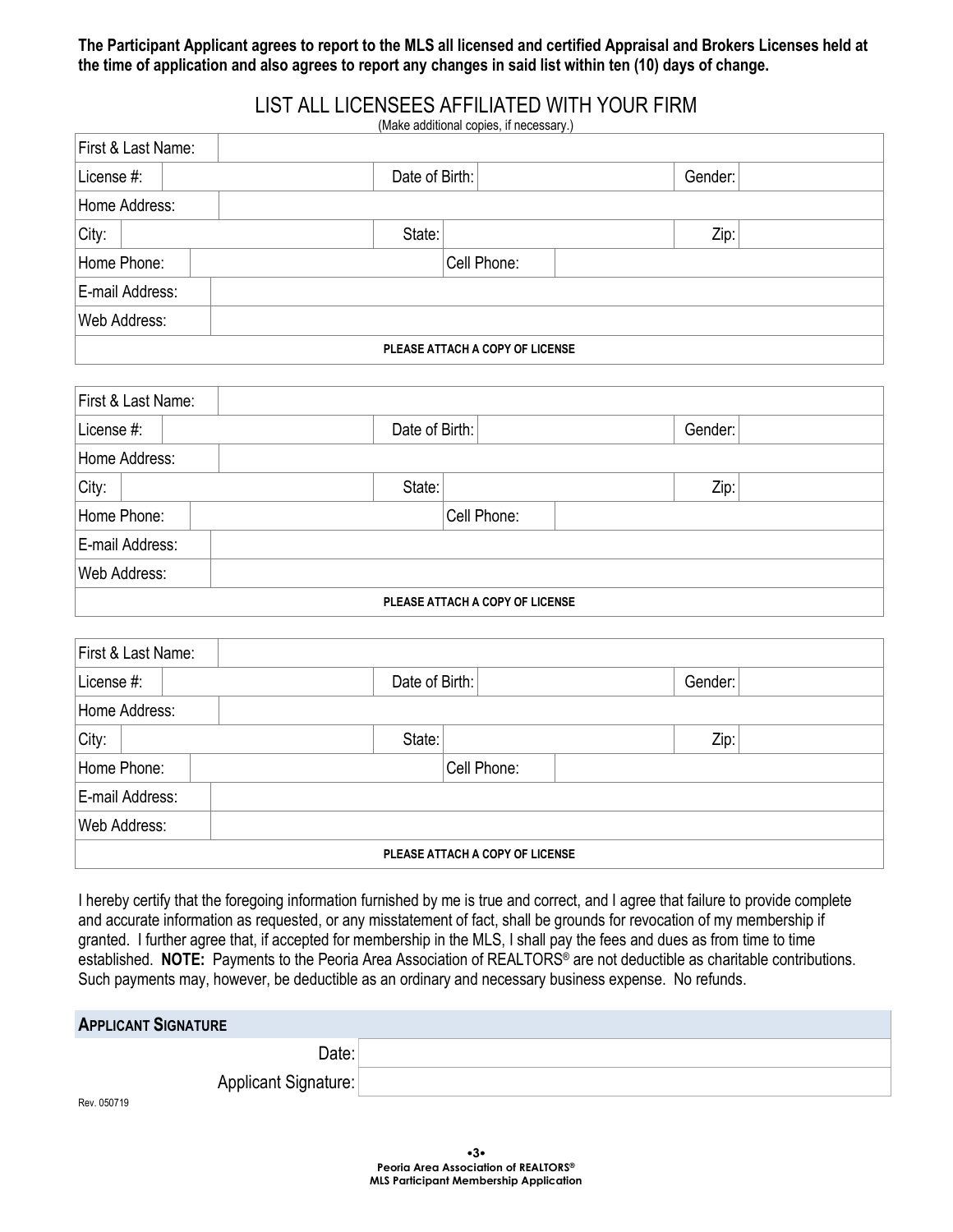**The Participant Applicant agrees to report to the MLS all licensed and certified Appraisal and Brokers Licenses held at the time of application and also agrees to report any changes in said list within ten (10) days of change.**

## LIST ALL LICENSEES AFFILIATED WITH YOUR FIRM

(Make additional copies, if necessary.)

| | | | | | |
|---|---|---|---|---|---|
| First & Last Name: | | | | | |
| License #: | | Date of Birth: | | Gender: | |
| Home Address: | | | | | |
| City: | | State: | | Zip: | |
| Home Phone: | | Cell Phone: | | | |
| E-mail Address: | | | | | |
| Web Address: | | | | | |
| **PLEASE ATTACH A COPY OF LICENSE** | | | | | |

| | | | | | |
|---|---|---|---|---|---|
| First & Last Name: | | | | | |
| License #: | | Date of Birth: | | Gender: | |
| Home Address: | | | | | |
| City: | | State: | | Zip: | |
| Home Phone: | | Cell Phone: | | | |
| E-mail Address: | | | | | |
| Web Address: | | | | | |
| **PLEASE ATTACH A COPY OF LICENSE** | | | | | |

| | | | | | |
|---|---|---|---|---|---|
| First & Last Name: | | | | | |
| License #: | | Date of Birth: | | Gender: | |
| Home Address: | | | | | |
| City: | | State: | | Zip: | |
| Home Phone: | | Cell Phone: | | | |
| E-mail Address: | | | | | |
| Web Address: | | | | | |
| **PLEASE ATTACH A COPY OF LICENSE** | | | | | |

I hereby certify that the foregoing information furnished by me is true and correct, and I agree that failure to provide complete and accurate information as requested, or any misstatement of fact, shall be grounds for revocation of my membership if granted. I further agree that, if accepted for membership in the MLS, I shall pay the fees and dues as from time to time established. **NOTE:** Payments to the Peoria Area Association of REALTORS® are not deductible as charitable contributions. Such payments may, however, be deductible as an ordinary and necessary business expense. No refunds.

| **APPLICANT SIGNATURE** | |
|---|---|
| Date: | |
| Applicant Signature: | |

Rev. 050719